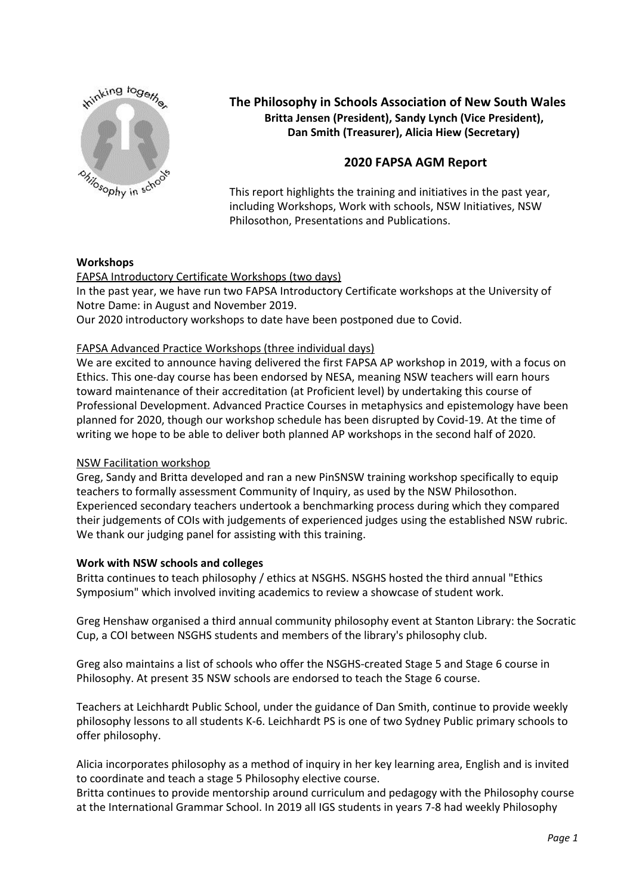# The Philosophy in Schools Association of New South Wales

**Britta Jensen (President), Sandy Lynch (Vice President), Dan Smith (Treasurer), Alicia Hiew (Secretary)**

## 2020 FAPSA AGM Report

This report highlights the training and initiatives in the past year, including Workshops, Work with schools, NSW Initiatives, NSW Philosothon, Presentations and Publications.

### Workshops

FAPSA Introductory Certificate Workshops (two days)

In the past year, we have run two FAPSA Introductory Certificate workshops at the University of Notre Dame: in August and November 2019.

Our 2020 introductory workshops to date have been postponed due to Covid.

FAPSA Advanced Practice Workshops (three individual days)

We are excited to announce having delivered the first FAPSA AP workshop in 2019, with a focus on Ethics. This one-day course has been endorsed by NESA, meaning NSW teachers will earn hours toward maintenance of their accreditation (at Proficient level) by undertaking this course of Professional Development. Advanced Practice Courses in metaphysics and epistemology have been planned for 2020, though our workshop schedule has been disrupted by Covid-19. At the time of writing we hope to be able to deliver both planned AP workshops in the second half of 2020.

NSW Facilitation workshop

Greg, Sandy and Britta developed and ran a new PinSNSW training workshop specifically to equip teachers to formally assessment Community of Inquiry, as used by the NSW Philosothon. Experienced secondary teachers undertook a benchmarking process during which they compared their judgements of COIs with judgements of experienced judges using the established NSW rubric. We thank our judging panel for assisting with this training.

### Work with NSW schools and colleges

Britta continues to teach philosophy / ethics at NSGHS. NSGHS hosted the third annual "Ethics Symposium" which involved inviting academics to review a showcase of student work.

Greg Henshaw organised a third annual community philosophy event at Stanton Library: the Socratic Cup, a COI between NSGHS students and members of the library's philosophy club.

Greg also maintains a list of schools who offer the NSGHS-created Stage 5 and Stage 6 course in Philosophy. At present 35 NSW schools are endorsed to teach the Stage 6 course.

Teachers at Leichhardt Public School, under the guidance of Dan Smith, continue to provide weekly philosophy lessons to all students K-6. Leichhardt PS is one of two Sydney Public primary schools to offer philosophy.

Alicia incorporates philosophy as a method of inquiry in her key learning area, English and is invited to coordinate and teach a stage 5 Philosophy elective course.

Britta continues to provide mentorship around curriculum and pedagogy with the Philosophy course at the International Grammar School. In 2019 all IGS students in years 7-8 had weekly Philosophy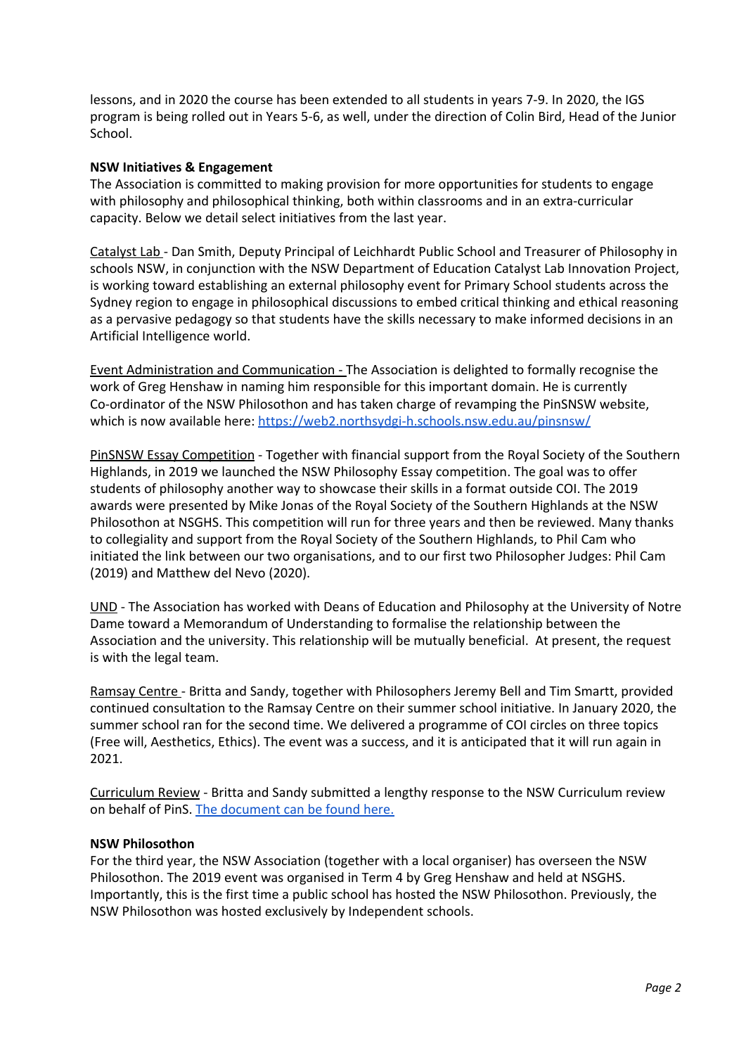lessons, and in 2020 the course has been extended to all students in years 7-9. In 2020, the IGS program is being rolled out in Years 5-6, as well, under the direction of Colin Bird, Head of the Junior School.

**NSW Initiatives & Engagement**

The Association is committed to making provision for more opportunities for students to engage with philosophy and philosophical thinking, both within classrooms and in an extra-curricular capacity. Below we detail select initiatives from the last year.

Catalyst Lab - Dan Smith, Deputy Principal of Leichhardt Public School and Treasurer of Philosophy in schools NSW, in conjunction with the NSW Department of Education Catalyst Lab Innovation Project, is working toward establishing an external philosophy event for Primary School students across the Sydney region to engage in philosophical discussions to embed critical thinking and ethical reasoning as a pervasive pedagogy so that students have the skills necessary to make informed decisions in an Artificial Intelligence world.

Event Administration and Communication - The Association is delighted to formally recognise the work of Greg Henshaw in naming him responsible for this important domain. He is currently Co-ordinator of the NSW Philosothon and has taken charge of revamping the PinSNSW website, which is now available here: [https://web2.northsydgi-h.schools.nsw.edu.au/pinsnsw/](https://web2.northsydgi-h.schools.nsw.edu.au/pinsnsw/)

PinSNSW Essay Competition - Together with financial support from the Royal Society of the Southern Highlands, in 2019 we launched the NSW Philosophy Essay competition. The goal was to offer students of philosophy another way to showcase their skills in a format outside COI. The 2019 awards were presented by Mike Jonas of the Royal Society of the Southern Highlands at the NSW Philosothon at NSGHS. This competition will run for three years and then be reviewed. Many thanks to collegiality and support from the Royal Society of the Southern Highlands, to Phil Cam who initiated the link between our two organisations, and to our first two Philosopher Judges: Phil Cam (2019) and Matthew del Nevo (2020).

UND - The Association has worked with Deans of Education and Philosophy at the University of Notre Dame toward a Memorandum of Understanding to formalise the relationship between the Association and the university. This relationship will be mutually beneficial. At present, the request is with the legal team.

Ramsay Centre - Britta and Sandy, together with Philosophers Jeremy Bell and Tim Smartt, provided continued consultation to the Ramsay Centre on their summer school initiative. In January 2020, the summer school ran for the second time. We delivered a programme of COI circles on three topics (Free will, Aesthetics, Ethics). The event was a success, and it is anticipated that it will run again in 2021.

Curriculum Review - Britta and Sandy submitted a lengthy response to the NSW Curriculum review on behalf of PinS. The document can be found here.

**NSW Philosothon**

For the third year, the NSW Association (together with a local organiser) has overseen the NSW Philosothon. The 2019 event was organised in Term 4 by Greg Henshaw and held at NSGHS. Importantly, this is the first time a public school has hosted the NSW Philosothon. Previously, the NSW Philosothon was hosted exclusively by Independent schools.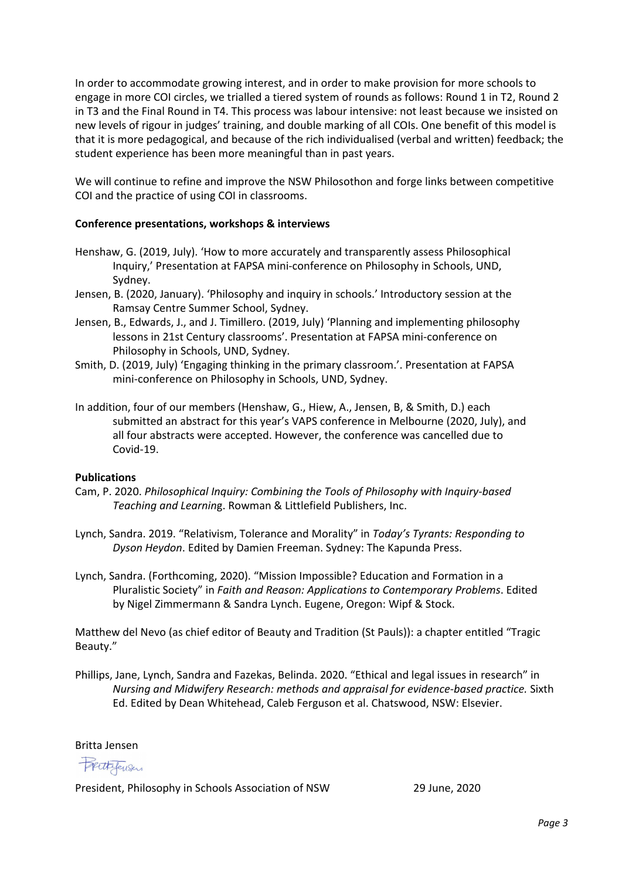In order to accommodate growing interest, and in order to make provision for more schools to engage in more COI circles, we trialled a tiered system of rounds as follows: Round 1 in T2, Round 2 in T3 and the Final Round in T4. This process was labour intensive: not least because we insisted on new levels of rigour in judges' training, and double marking of all COIs. One benefit of this model is that it is more pedagogical, and because of the rich individualised (verbal and written) feedback; the student experience has been more meaningful than in past years.

We will continue to refine and improve the NSW Philosothon and forge links between competitive COI and the practice of using COI in classrooms.

**Conference presentations, workshops & interviews**

Henshaw, G. (2019, July). 'How to more accurately and transparently assess Philosophical Inquiry,' Presentation at FAPSA mini-conference on Philosophy in Schools, UND, Sydney.

Jensen, B. (2020, January). 'Philosophy and inquiry in schools.' Introductory session at the Ramsay Centre Summer School, Sydney.

Jensen, B., Edwards, J., and J. Timillero. (2019, July) 'Planning and implementing philosophy lessons in 21st Century classrooms'. Presentation at FAPSA mini-conference on Philosophy in Schools, UND, Sydney.

Smith, D. (2019, July) 'Engaging thinking in the primary classroom.'. Presentation at FAPSA mini-conference on Philosophy in Schools, UND, Sydney.

In addition, four of our members (Henshaw, G., Hiew, A., Jensen, B, & Smith, D.) each submitted an abstract for this year's VAPS conference in Melbourne (2020, July), and all four abstracts were accepted. However, the conference was cancelled due to Covid-19.

**Publications**

Cam, P. 2020. *Philosophical Inquiry: Combining the Tools of Philosophy with Inquiry-based Teaching and Learning*. Rowman & Littlefield Publishers, Inc.

Lynch, Sandra. 2019. "Relativism, Tolerance and Morality" in *Today's Tyrants: Responding to Dyson Heydon*. Edited by Damien Freeman. Sydney: The Kapunda Press.

Lynch, Sandra. (Forthcoming, 2020). "Mission Impossible? Education and Formation in a Pluralistic Society" in *Faith and Reason: Applications to Contemporary Problems*. Edited by Nigel Zimmermann & Sandra Lynch. Eugene, Oregon: Wipf & Stock.

Matthew del Nevo (as chief editor of Beauty and Tradition (St Pauls)): a chapter entitled "Tragic Beauty."

Phillips, Jane, Lynch, Sandra and Fazekas, Belinda. 2020. "Ethical and legal issues in research" in *Nursing and Midwifery Research: methods and appraisal for evidence-based practice.* Sixth Ed. Edited by Dean Whitehead, Caleb Ferguson et al. Chatswood, NSW: Elsevier.

Britta Jensen

President, Philosophy in Schools Association of NSW 29 June, 2020